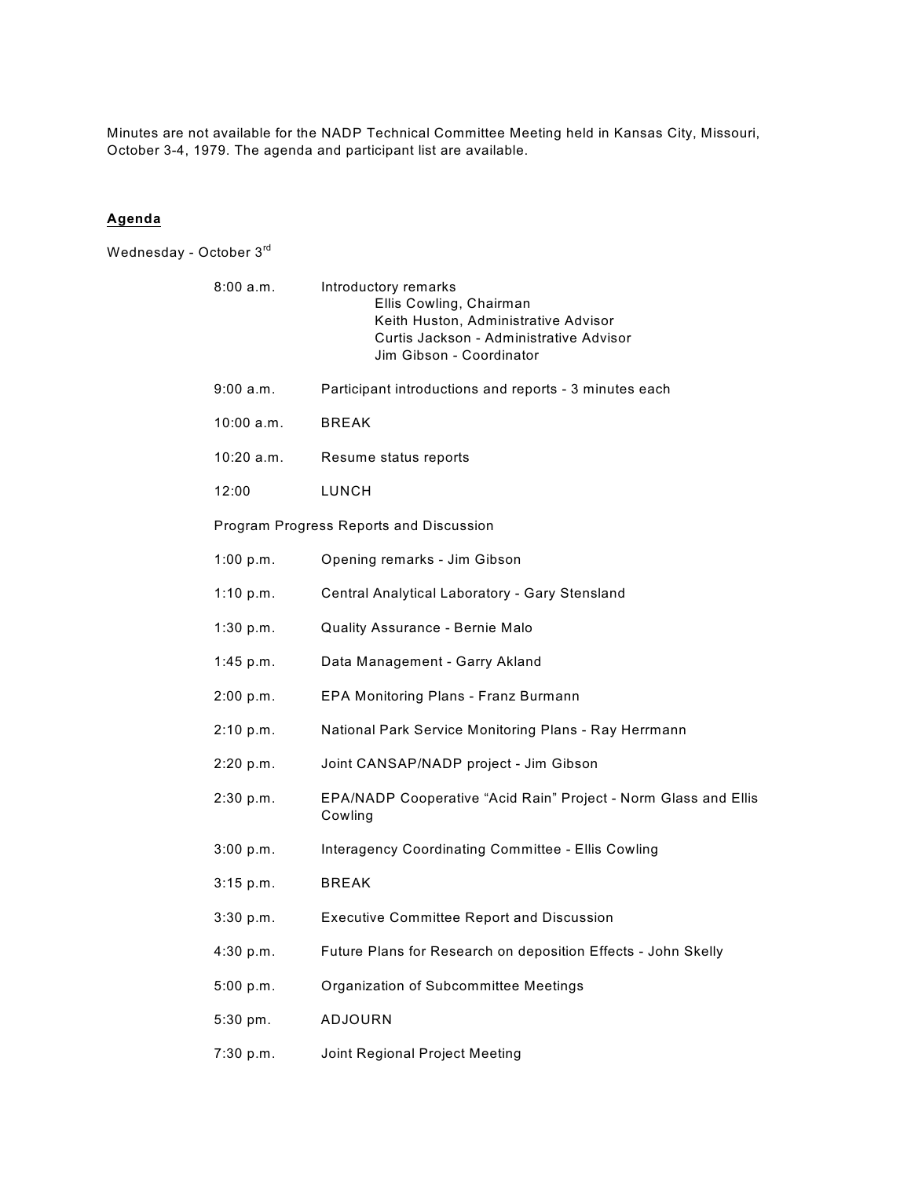Minutes are not available for the NADP Technical Committee Meeting held in Kansas City, Missouri, October 3-4, 1979. The agenda and participant list are available.

## Agenda

Wednesday - October 3rd

| | |
|---|---|
| 8:00 a.m. | Introductory remarks<br>Ellis Cowling, Chairman<br>Keith Huston, Administrative Advisor<br>Curtis Jackson - Administrative Advisor<br>Jim Gibson - Coordinator |
| 9:00 a.m. | Participant introductions and reports - 3 minutes each |
| 10:00 a.m. | BREAK |
| 10:20 a.m. | Resume status reports |
| 12:00 | LUNCH |

Program Progress Reports and Discussion

| | |
|---|---|
| 1:00 p.m. | Opening remarks - Jim Gibson |
| 1:10 p.m. | Central Analytical Laboratory - Gary Stensland |
| 1:30 p.m. | Quality Assurance - Bernie Malo |
| 1:45 p.m. | Data Management - Garry Akland |
| 2:00 p.m. | EPA Monitoring Plans - Franz Burmann |
| 2:10 p.m. | National Park Service Monitoring Plans - Ray Herrmann |
| 2:20 p.m. | Joint CANSAP/NADP project - Jim Gibson |
| 2:30 p.m. | EPA/NADP Cooperative "Acid Rain" Project - Norm Glass and Ellis Cowling |
| 3:00 p.m. | Interagency Coordinating Committee - Ellis Cowling |
| 3:15 p.m. | BREAK |
| 3:30 p.m. | Executive Committee Report and Discussion |
| 4:30 p.m. | Future Plans for Research on deposition Effects - John Skelly |
| 5:00 p.m. | Organization of Subcommittee Meetings |
| 5:30 pm. | ADJOURN |
| 7:30 p.m. | Joint Regional Project Meeting |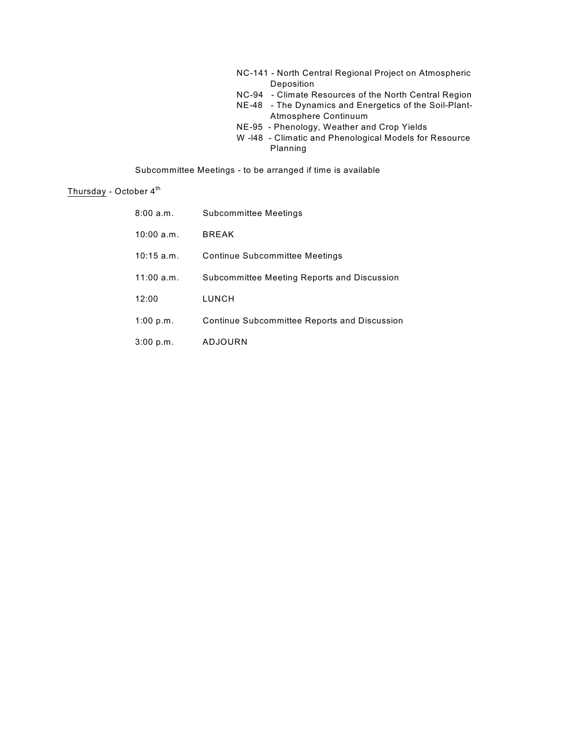- NC-141 - North Central Regional Project on Atmospheric Deposition
- NC-94 - Climate Resources of the North Central Region
- NE-48 - The Dynamics and Energetics of the Soil-Plant-Atmosphere Continuum
- NE-95 - Phenology, Weather and Crop Yields
- W -l48 - Climatic and Phenological Models for Resource Planning

Subcommittee Meetings - to be arranged if time is available

Thursday - October 4th

| | |
|---|---|
| 8:00 a.m. | Subcommittee Meetings |
| 10:00 a.m. | BREAK |
| 10:15 a.m. | Continue Subcommittee Meetings |
| 11:00 a.m. | Subcommittee Meeting Reports and Discussion |
| 12:00 | LUNCH |
| 1:00 p.m. | Continue Subcommittee Reports and Discussion |
| 3:00 p.m. | ADJOURN |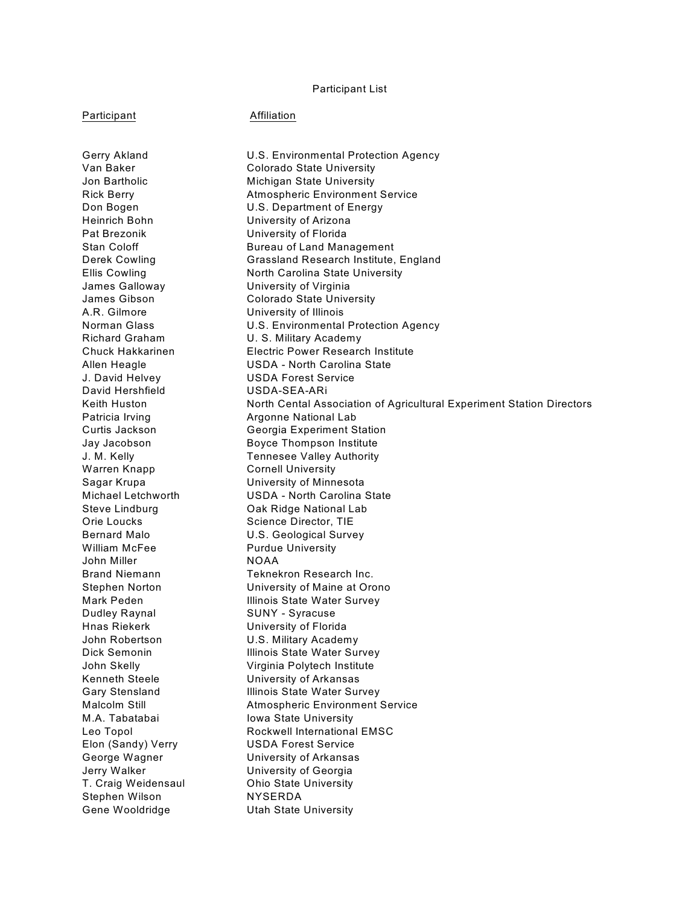Participant List

| Participant | Affiliation |
| --- | --- |
| Gerry Akland | U.S. Environmental Protection Agency |
| Van Baker | Colorado State University |
| Jon Bartholic | Michigan State University |
| Rick Berry | Atmospheric Environment Service |
| Don Bogen | U.S. Department of Energy |
| Heinrich Bohn | University of Arizona |
| Pat Brezonik | University of Florida |
| Stan Coloff | Bureau of Land Management |
| Derek Cowling | Grassland Research Institute, England |
| Ellis Cowling | North Carolina State University |
| James Galloway | University of Virginia |
| James Gibson | Colorado State University |
| A.R. Gilmore | University of Illinois |
| Norman Glass | U.S. Environmental Protection Agency |
| Richard Graham | U. S. Military Academy |
| Chuck Hakkarinen | Electric Power Research Institute |
| Allen Heagle | USDA - North Carolina State |
| J. David Helvey | USDA Forest Service |
| David Hershfield | USDA-SEA-ARi |
| Keith Huston | North Cental Association of Agricultural Experiment Station Directors |
| Patricia Irving | Argonne National Lab |
| Curtis Jackson | Georgia Experiment Station |
| Jay Jacobson | Boyce Thompson Institute |
| J. M. Kelly | Tennesee Valley Authority |
| Warren Knapp | Cornell University |
| Sagar Krupa | University of Minnesota |
| Michael Letchworth | USDA - North Carolina State |
| Steve Lindburg | Oak Ridge National Lab |
| Orie Loucks | Science Director, TIE |
| Bernard Malo | U.S. Geological Survey |
| William McFee | Purdue University |
| John Miller | NOAA |
| Brand Niemann | Teknekron Research Inc. |
| Stephen Norton | University of Maine at Orono |
| Mark Peden | Illinois State Water Survey |
| Dudley Raynal | SUNY - Syracuse |
| Hnas Riekerk | University of Florida |
| John Robertson | U.S. Military Academy |
| Dick Semonin | Illinois State Water Survey |
| John Skelly | Virginia Polytech Institute |
| Kenneth Steele | University of Arkansas |
| Gary Stensland | Illinois State Water Survey |
| Malcolm Still | Atmospheric Environment Service |
| M.A. Tabatabai | Iowa State University |
| Leo Topol | Rockwell International EMSC |
| Elon (Sandy) Verry | USDA Forest Service |
| George Wagner | University of Arkansas |
| Jerry Walker | University of Georgia |
| T. Craig Weidensaul | Ohio State University |
| Stephen Wilson | NYSERDA |
| Gene Wooldridge | Utah State University |